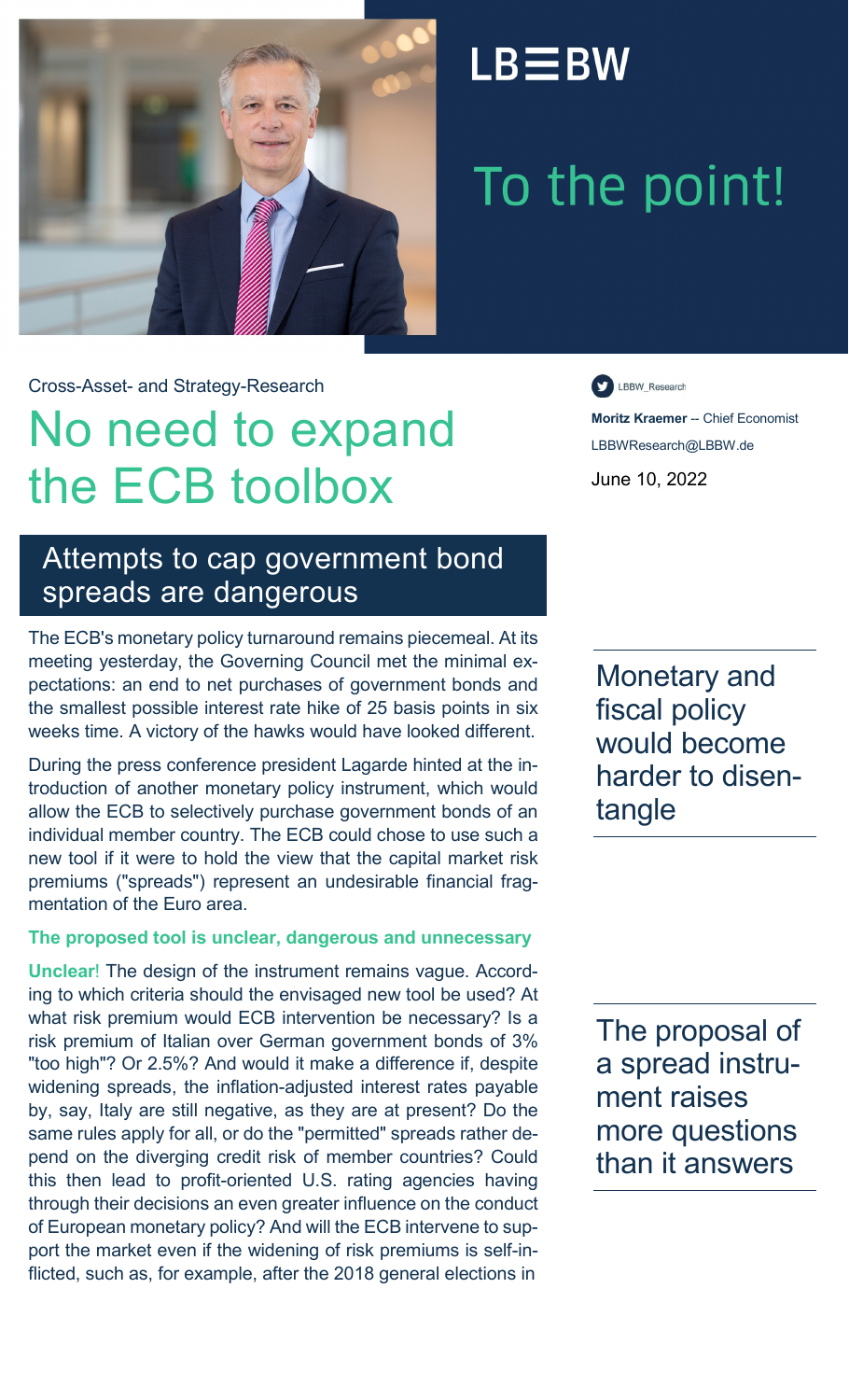LB≡BW

# To the point!

Cross-Asset- and Strategy-Research

# No need to expand the ECB toolbox

LBBW_Research

**Moritz Kraemer** -- Chief Economist
LBBWResearch@LBBW.de

June 10, 2022

## Attempts to cap government bond spreads are dangerous

The ECB's monetary policy turnaround remains piecemeal. At its meeting yesterday, the Governing Council met the minimal expectations: an end to net purchases of government bonds and the smallest possible interest rate hike of 25 basis points in six weeks time. A victory of the hawks would have looked different.

During the press conference president Lagarde hinted at the introduction of another monetary policy instrument, which would allow the ECB to selectively purchase government bonds of an individual member country. The ECB could chose to use such a new tool if it were to hold the view that the capital market risk premiums ("spreads") represent an undesirable financial fragmentation of the Euro area.

> Monetary and fiscal policy would become harder to disentangle

**The proposed tool is unclear, dangerous and unnecessary**

**Unclear!** The design of the instrument remains vague. According to which criteria should the envisaged new tool be used? At what risk premium would ECB intervention be necessary? Is a risk premium of Italian over German government bonds of 3% "too high"? Or 2.5%? And would it make a difference if, despite widening spreads, the inflation-adjusted interest rates payable by, say, Italy are still negative, as they are at present? Do the same rules apply for all, or do the "permitted" spreads rather depend on the diverging credit risk of member countries? Could this then lead to profit-oriented U.S. rating agencies having through their decisions an even greater influence on the conduct of European monetary policy? And will the ECB intervene to support the market even if the widening of risk premiums is self-inflicted, such as, for example, after the 2018 general elections in

> The proposal of a spread instrument raises more questions than it answers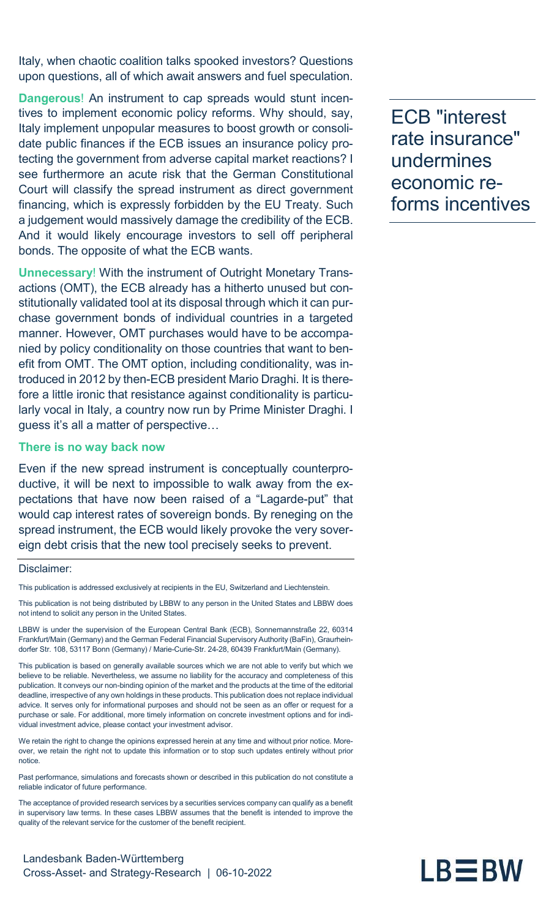Italy, when chaotic coalition talks spooked investors? Questions upon questions, all of which await answers and fuel speculation.

ECB "interest rate insurance" undermines economic reforms incentives

**Dangerous**! An instrument to cap spreads would stunt incentives to implement economic policy reforms. Why should, say, Italy implement unpopular measures to boost growth or consolidate public finances if the ECB issues an insurance policy protecting the government from adverse capital market reactions? I see furthermore an acute risk that the German Constitutional Court will classify the spread instrument as direct government financing, which is expressly forbidden by the EU Treaty. Such a judgement would massively damage the credibility of the ECB. And it would likely encourage investors to sell off peripheral bonds. The opposite of what the ECB wants.

**Unnecessary**! With the instrument of Outright Monetary Transactions (OMT), the ECB already has a hitherto unused but constitutionally validated tool at its disposal through which it can purchase government bonds of individual countries in a targeted manner. However, OMT purchases would have to be accompanied by policy conditionality on those countries that want to benefit from OMT. The OMT option, including conditionality, was introduced in 2012 by then-ECB president Mario Draghi. It is therefore a little ironic that resistance against conditionality is particularly vocal in Italy, a country now run by Prime Minister Draghi. I guess it's all a matter of perspective…

### There is no way back now

Even if the new spread instrument is conceptually counterproductive, it will be next to impossible to walk away from the expectations that have now been raised of a "Lagarde-put" that would cap interest rates of sovereign bonds. By reneging on the spread instrument, the ECB would likely provoke the very sovereign debt crisis that the new tool precisely seeks to prevent.

Disclaimer:

This publication is addressed exclusively at recipients in the EU, Switzerland and Liechtenstein.

This publication is not being distributed by LBBW to any person in the United States and LBBW does not intend to solicit any person in the United States.

LBBW is under the supervision of the European Central Bank (ECB), Sonnemannstraße 22, 60314 Frankfurt/Main (Germany) and the German Federal Financial Supervisory Authority (BaFin), Graurheindorfer Str. 108, 53117 Bonn (Germany) / Marie-Curie-Str. 24-28, 60439 Frankfurt/Main (Germany).

This publication is based on generally available sources which we are not able to verify but which we believe to be reliable. Nevertheless, we assume no liability for the accuracy and completeness of this publication. It conveys our non-binding opinion of the market and the products at the time of the editorial deadline, irrespective of any own holdings in these products. This publication does not replace individual advice. It serves only for informational purposes and should not be seen as an offer or request for a purchase or sale. For additional, more timely information on concrete investment options and for individual investment advice, please contact your investment advisor.

We retain the right to change the opinions expressed herein at any time and without prior notice. Moreover, we retain the right not to update this information or to stop such updates entirely without prior notice.

Past performance, simulations and forecasts shown or described in this publication do not constitute a reliable indicator of future performance.

The acceptance of provided research services by a securities services company can qualify as a benefit in supervisory law terms. In these cases LBBW assumes that the benefit is intended to improve the quality of the relevant service for the customer of the benefit recipient.